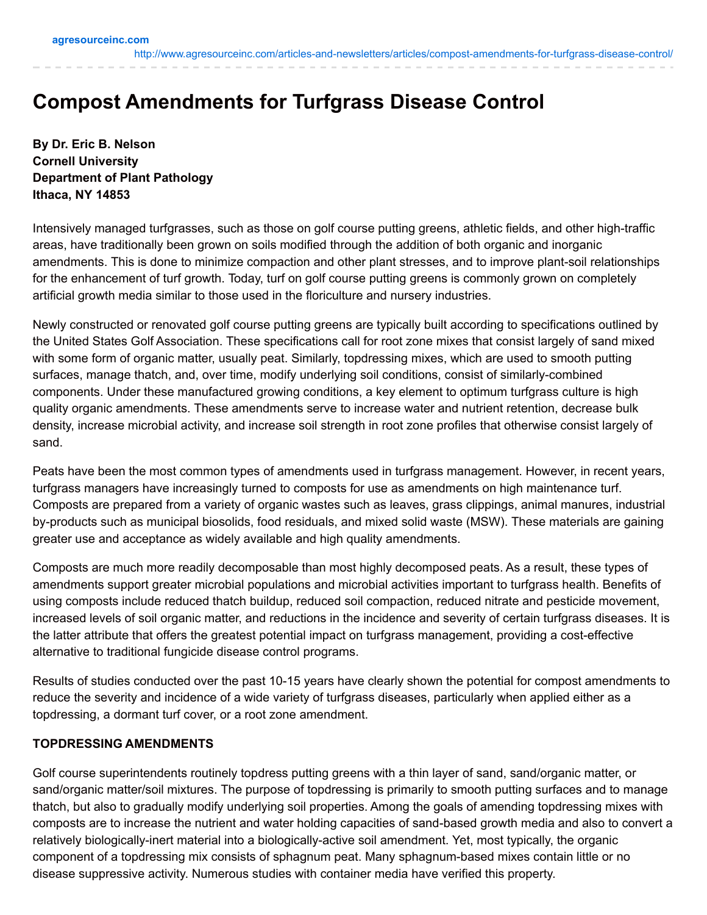# Compost Amendments for Turfgrass Disease Control

**By Dr. Eric B. Nelson**
**Cornell University**
**Department of Plant Pathology**
**Ithaca, NY 14853**

Intensively managed turfgrasses, such as those on golf course putting greens, athletic fields, and other high-traffic areas, have traditionally been grown on soils modified through the addition of both organic and inorganic amendments. This is done to minimize compaction and other plant stresses, and to improve plant-soil relationships for the enhancement of turf growth. Today, turf on golf course putting greens is commonly grown on completely artificial growth media similar to those used in the floriculture and nursery industries.

Newly constructed or renovated golf course putting greens are typically built according to specifications outlined by the United States Golf Association. These specifications call for root zone mixes that consist largely of sand mixed with some form of organic matter, usually peat. Similarly, topdressing mixes, which are used to smooth putting surfaces, manage thatch, and, over time, modify underlying soil conditions, consist of similarly-combined components. Under these manufactured growing conditions, a key element to optimum turfgrass culture is high quality organic amendments. These amendments serve to increase water and nutrient retention, decrease bulk density, increase microbial activity, and increase soil strength in root zone profiles that otherwise consist largely of sand.

Peats have been the most common types of amendments used in turfgrass management. However, in recent years, turfgrass managers have increasingly turned to composts for use as amendments on high maintenance turf. Composts are prepared from a variety of organic wastes such as leaves, grass clippings, animal manures, industrial by-products such as municipal biosolids, food residuals, and mixed solid waste (MSW). These materials are gaining greater use and acceptance as widely available and high quality amendments.

Composts are much more readily decomposable than most highly decomposed peats. As a result, these types of amendments support greater microbial populations and microbial activities important to turfgrass health. Benefits of using composts include reduced thatch buildup, reduced soil compaction, reduced nitrate and pesticide movement, increased levels of soil organic matter, and reductions in the incidence and severity of certain turfgrass diseases. It is the latter attribute that offers the greatest potential impact on turfgrass management, providing a cost-effective alternative to traditional fungicide disease control programs.

Results of studies conducted over the past 10-15 years have clearly shown the potential for compost amendments to reduce the severity and incidence of a wide variety of turfgrass diseases, particularly when applied either as a topdressing, a dormant turf cover, or a root zone amendment.

**TOPDRESSING AMENDMENTS**

Golf course superintendents routinely topdress putting greens with a thin layer of sand, sand/organic matter, or sand/organic matter/soil mixtures. The purpose of topdressing is primarily to smooth putting surfaces and to manage thatch, but also to gradually modify underlying soil properties. Among the goals of amending topdressing mixes with composts are to increase the nutrient and water holding capacities of sand-based growth media and also to convert a relatively biologically-inert material into a biologically-active soil amendment. Yet, most typically, the organic component of a topdressing mix consists of sphagnum peat. Many sphagnum-based mixes contain little or no disease suppressive activity. Numerous studies with container media have verified this property.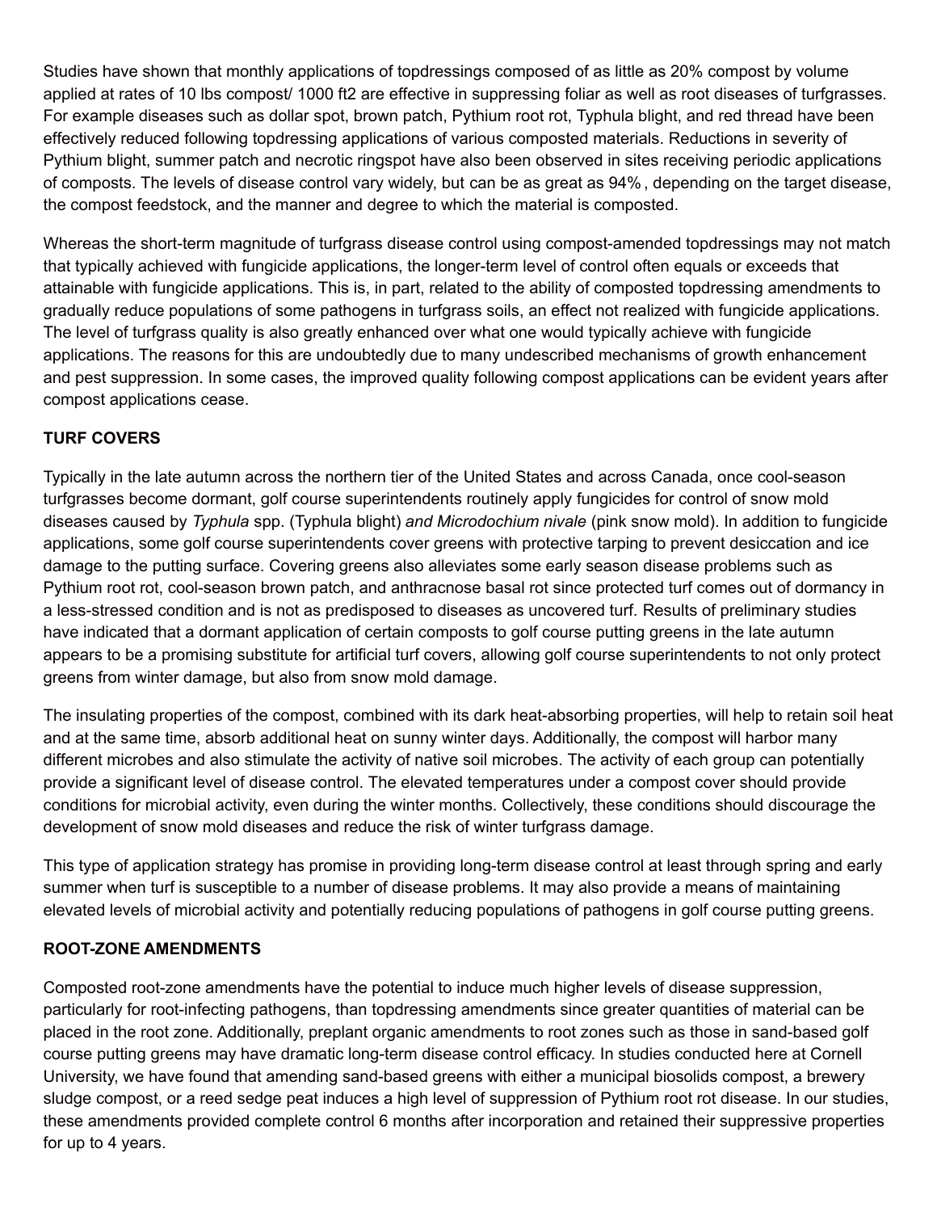Studies have shown that monthly applications of topdressings composed of as little as 20% compost by volume applied at rates of 10 lbs compost/ 1000 ft2 are effective in suppressing foliar as well as root diseases of turfgrasses. For example diseases such as dollar spot, brown patch, Pythium root rot, Typhula blight, and red thread have been effectively reduced following topdressing applications of various composted materials. Reductions in severity of Pythium blight, summer patch and necrotic ringspot have also been observed in sites receiving periodic applications of composts. The levels of disease control vary widely, but can be as great as 94% , depending on the target disease, the compost feedstock, and the manner and degree to which the material is composted.

Whereas the short-term magnitude of turfgrass disease control using compost-amended topdressings may not match that typically achieved with fungicide applications, the longer-term level of control often equals or exceeds that attainable with fungicide applications. This is, in part, related to the ability of composted topdressing amendments to gradually reduce populations of some pathogens in turfgrass soils, an effect not realized with fungicide applications. The level of turfgrass quality is also greatly enhanced over what one would typically achieve with fungicide applications. The reasons for this are undoubtedly due to many undescribed mechanisms of growth enhancement and pest suppression. In some cases, the improved quality following compost applications can be evident years after compost applications cease.

**TURF COVERS**

Typically in the late autumn across the northern tier of the United States and across Canada, once cool-season turfgrasses become dormant, golf course superintendents routinely apply fungicides for control of snow mold diseases caused by *Typhula* spp. (Typhula blight) *and Microdochium nivale* (pink snow mold). In addition to fungicide applications, some golf course superintendents cover greens with protective tarping to prevent desiccation and ice damage to the putting surface. Covering greens also alleviates some early season disease problems such as Pythium root rot, cool-season brown patch, and anthracnose basal rot since protected turf comes out of dormancy in a less-stressed condition and is not as predisposed to diseases as uncovered turf. Results of preliminary studies have indicated that a dormant application of certain composts to golf course putting greens in the late autumn appears to be a promising substitute for artificial turf covers, allowing golf course superintendents to not only protect greens from winter damage, but also from snow mold damage.

The insulating properties of the compost, combined with its dark heat-absorbing properties, will help to retain soil heat and at the same time, absorb additional heat on sunny winter days. Additionally, the compost will harbor many different microbes and also stimulate the activity of native soil microbes. The activity of each group can potentially provide a significant level of disease control. The elevated temperatures under a compost cover should provide conditions for microbial activity, even during the winter months. Collectively, these conditions should discourage the development of snow mold diseases and reduce the risk of winter turfgrass damage.

This type of application strategy has promise in providing long-term disease control at least through spring and early summer when turf is susceptible to a number of disease problems. It may also provide a means of maintaining elevated levels of microbial activity and potentially reducing populations of pathogens in golf course putting greens.

**ROOT-ZONE AMENDMENTS**

Composted root-zone amendments have the potential to induce much higher levels of disease suppression, particularly for root-infecting pathogens, than topdressing amendments since greater quantities of material can be placed in the root zone. Additionally, preplant organic amendments to root zones such as those in sand-based golf course putting greens may have dramatic long-term disease control efficacy. In studies conducted here at Cornell University, we have found that amending sand-based greens with either a municipal biosolids compost, a brewery sludge compost, or a reed sedge peat induces a high level of suppression of Pythium root rot disease. In our studies, these amendments provided complete control 6 months after incorporation and retained their suppressive properties for up to 4 years.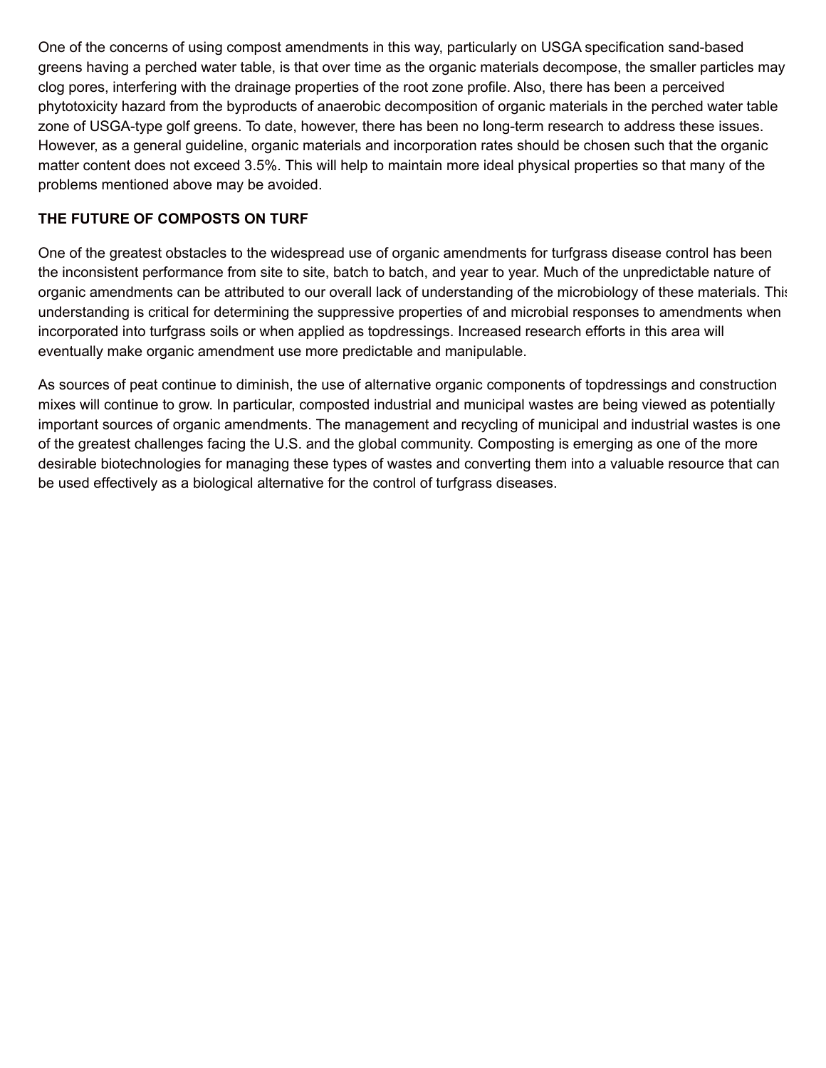One of the concerns of using compost amendments in this way, particularly on USGA specification sand-based greens having a perched water table, is that over time as the organic materials decompose, the smaller particles may clog pores, interfering with the drainage properties of the root zone profile. Also, there has been a perceived phytotoxicity hazard from the byproducts of anaerobic decomposition of organic materials in the perched water table zone of USGA-type golf greens. To date, however, there has been no long-term research to address these issues. However, as a general guideline, organic materials and incorporation rates should be chosen such that the organic matter content does not exceed 3.5%. This will help to maintain more ideal physical properties so that many of the problems mentioned above may be avoided.

**THE FUTURE OF COMPOSTS ON TURF**

One of the greatest obstacles to the widespread use of organic amendments for turfgrass disease control has been the inconsistent performance from site to site, batch to batch, and year to year. Much of the unpredictable nature of organic amendments can be attributed to our overall lack of understanding of the microbiology of these materials. This understanding is critical for determining the suppressive properties of and microbial responses to amendments when incorporated into turfgrass soils or when applied as topdressings. Increased research efforts in this area will eventually make organic amendment use more predictable and manipulable.

As sources of peat continue to diminish, the use of alternative organic components of topdressings and construction mixes will continue to grow. In particular, composted industrial and municipal wastes are being viewed as potentially important sources of organic amendments. The management and recycling of municipal and industrial wastes is one of the greatest challenges facing the U.S. and the global community. Composting is emerging as one of the more desirable biotechnologies for managing these types of wastes and converting them into a valuable resource that can be used effectively as a biological alternative for the control of turfgrass diseases.